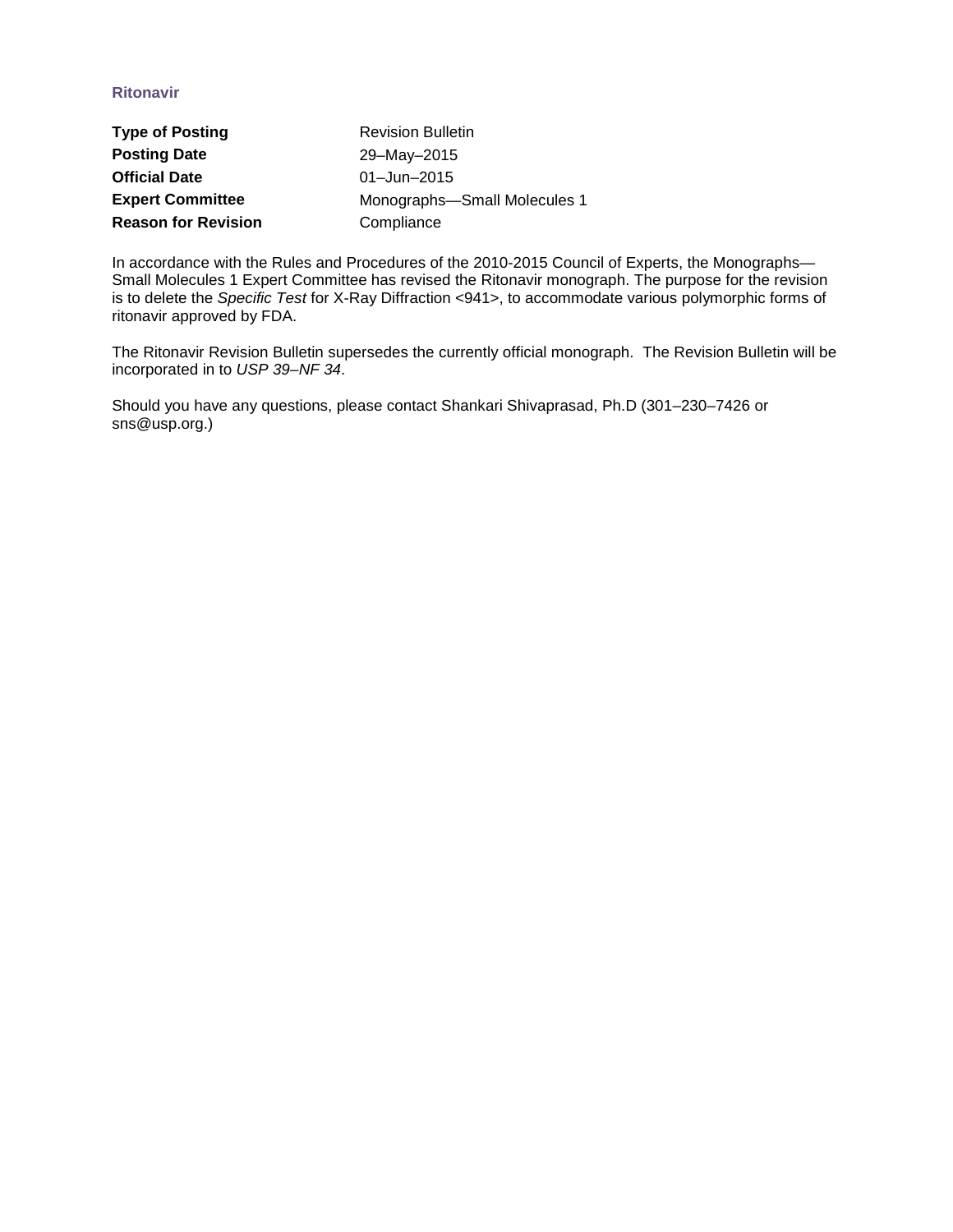### Ritonavir

| | |
|---|---|
| **Type of Posting** | Revision Bulletin |
| **Posting Date** | 29–May–2015 |
| **Official Date** | 01–Jun–2015 |
| **Expert Committee** | Monographs—Small Molecules 1 |
| **Reason for Revision** | Compliance |

In accordance with the Rules and Procedures of the 2010-2015 Council of Experts, the Monographs—Small Molecules 1 Expert Committee has revised the Ritonavir monograph. The purpose for the revision is to delete the *Specific Test* for X-Ray Diffraction <941>, to accommodate various polymorphic forms of ritonavir approved by FDA.

The Ritonavir Revision Bulletin supersedes the currently official monograph. The Revision Bulletin will be incorporated in to *USP 39–NF 34*.

Should you have any questions, please contact Shankari Shivaprasad, Ph.D (301–230–7426 or sns@usp.org.)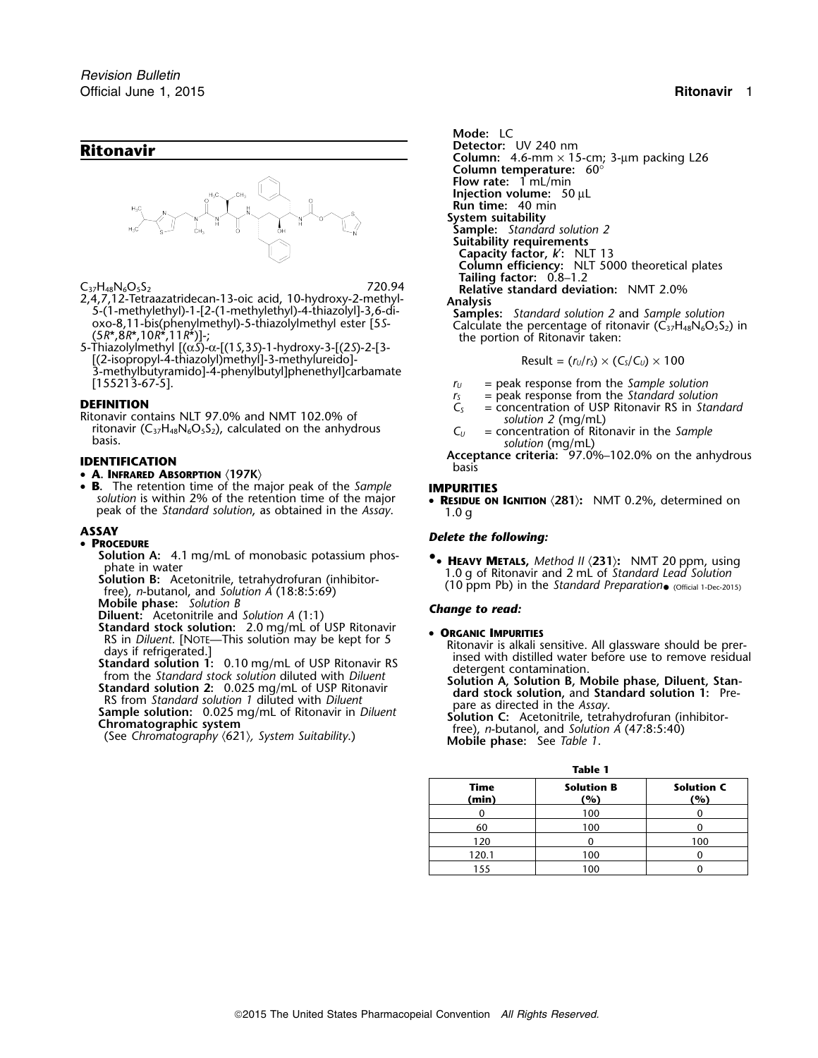# Ritonavir

$C_{37}H_{48}N_6O_5S_2$ 720.94

2,4,7,12-Tetraazatridecan-13-oic acid, 10-hydroxy-2-methyl-5-(1-methylethyl)-1-[2-(1-methylethyl)-4-thiazolyl]-3,6-dioxo-8,11-bis(phenylmethyl)-5-thiazolylmethyl ester [5*S*-(5*R**,8*R**,10*R**,11*R**)]-;

5-Thiazolylmethyl [(α*S*)-α-[(1*S*,3*S*)-1-hydroxy-3-[(2*S*)-2-[3-[(2-isopropyl-4-thiazolyl)methyl]-3-methylureido]-3-methylbutyramido]-4-phenylbutyl]phenethyl]carbamate [155213-67-5].

## DEFINITION

Ritonavir contains NLT 97.0% and NMT 102.0% of ritonavir ($C_{37}H_{48}N_6O_5S_2$), calculated on the anhydrous basis.

## IDENTIFICATION

- **A. Infrared Absorption** 〈197K〉
- **B.** The retention time of the major peak of the *Sample solution* is within 2% of the retention time of the major peak of the *Standard solution*, as obtained in the *Assay*.

## ASSAY

- **Procedure**

**Solution A:** 4.1 mg/mL of monobasic potassium phosphate in water

**Solution B:** Acetonitrile, tetrahydrofuran (inhibitor-free), *n*-butanol, and *Solution A* (18:8:5:69)

**Mobile phase:** *Solution B*

**Diluent:** Acetonitrile and *Solution A* (1:1)

**Standard stock solution:** 2.0 mg/mL of USP Ritonavir RS in *Diluent*. [Note—This solution may be kept for 5 days if refrigerated.]

**Standard solution 1:** 0.10 mg/mL of USP Ritonavir RS from the *Standard stock solution* diluted with *Diluent*

**Standard solution 2:** 0.025 mg/mL of USP Ritonavir RS from *Standard solution 1* diluted with *Diluent*

**Sample solution:** 0.025 mg/mL of Ritonavir in *Diluent*

**Chromatographic system**

(See *Chromatography* 〈621〉, *System Suitability*.)

**Mode:** LC

**Detector:** UV 240 nm

**Column:** 4.6-mm × 15-cm; 3-µm packing L26

**Column temperature:** 60°

**Flow rate:** 1 mL/min

**Injection volume:** 50 µL

**Run time:** 40 min

**System suitability**

**Sample:** *Standard solution 2*

**Suitability requirements**

**Capacity factor, *k*′:** NLT 13

**Column efficiency:** NLT 5000 theoretical plates

**Tailing factor:** 0.8–1.2

**Relative standard deviation:** NMT 2.0%

**Analysis**

**Samples:** *Standard solution 2* and *Sample solution*

Calculate the percentage of ritonavir ($C_{37}H_{48}N_6O_5S_2$) in the portion of Ritonavir taken:

$$\text{Result} = (r_U/r_S) \times (C_S/C_U) \times 100$$

$r_U$ = peak response from the *Sample solution*

$r_S$ = peak response from the *Standard solution*

$C_S$ = concentration of USP Ritonavir RS in *Standard solution 2* (mg/mL)

$C_U$ = concentration of Ritonavir in the *Sample solution* (mg/mL)

**Acceptance criteria:** 97.0%–102.0% on the anhydrous basis

## IMPURITIES

- **Residue on Ignition** 〈281〉**:** NMT 0.2%, determined on 1.0 g

***Delete the following:***

- •**Heavy Metals,** *Method II* 〈231〉**:** NMT 20 ppm, using 1.0 g of Ritonavir and 2 mL of *Standard Lead Solution* (10 ppm Pb) in the *Standard Preparation*• (Official 1-Dec-2015)

***Change to read:***

- **Organic Impurities**

Ritonavir is alkali sensitive. All glassware should be prerinsed with distilled water before use to remove residual detergent contamination.

**Solution A, Solution B, Mobile phase, Diluent, Standard stock solution,** and **Standard solution 1:** Prepare as directed in the *Assay*.

**Solution C:** Acetonitrile, tetrahydrofuran (inhibitor-free), *n*-butanol, and *Solution A* (47:8:5:40)

**Mobile phase:** See *Table 1*.

**Table 1**

| Time (min) | Solution B (%) | Solution C (%) |
|---|---|---|
| 0 | 100 | 0 |
| 60 | 100 | 0 |
| 120 | 0 | 100 |
| 120.1 | 100 | 0 |
| 155 | 100 | 0 |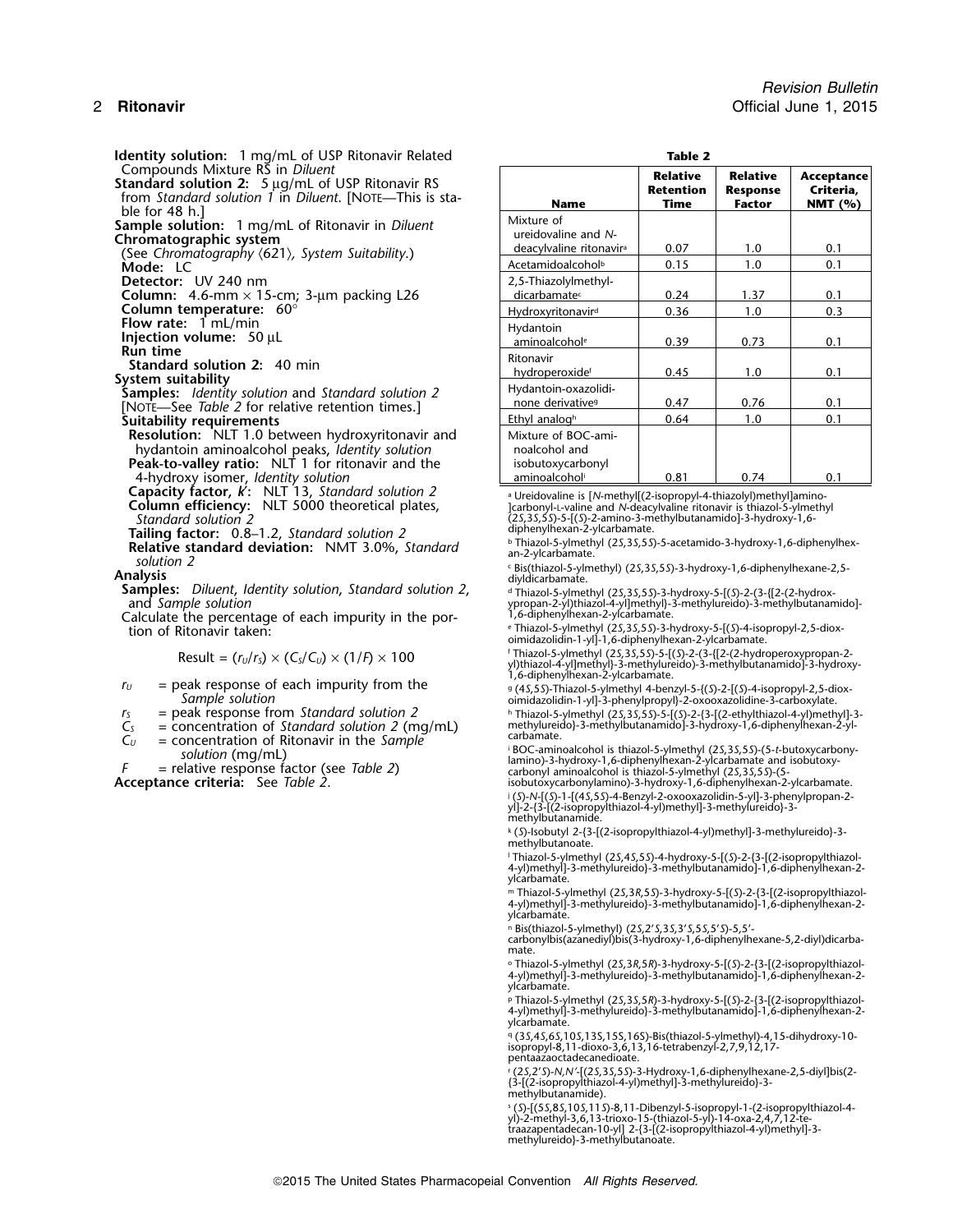**Identity solution:** 1 mg/mL of USP Ritonavir Related Compounds Mixture RS in *Diluent*

**Standard solution 2:** 5 µg/mL of USP Ritonavir RS from *Standard solution 1* in *Diluent*. [NOTE—This is stable for 48 h.]

**Sample solution:** 1 mg/mL of Ritonavir in *Diluent*

**Chromatographic system**

(See *Chromatography* ⟨621⟩, *System Suitability*.)

**Mode:** LC

**Detector:** UV 240 nm

**Column:** 4.6-mm × 15-cm; 3-µm packing L26

**Column temperature:** 60°

**Flow rate:** 1 mL/min

**Injection volume:** 50 µL

**Run time**

**Standard solution 2:** 40 min

**System suitability**

**Samples:** *Identity solution* and *Standard solution 2*

[NOTE—See *Table 2* for relative retention times.]

**Suitability requirements**

**Resolution:** NLT 1.0 between hydroxyritonavir and hydantoin aminoalcohol peaks, *Identity solution*

**Peak-to-valley ratio:** NLT 1 for ritonavir and the 4-hydroxy isomer, *Identity solution*

**Capacity factor, *k*′:** NLT 13, *Standard solution 2*

**Column efficiency:** NLT 5000 theoretical plates, *Standard solution 2*

**Tailing factor:** 0.8–1.2, *Standard solution 2*

**Relative standard deviation:** NMT 3.0%, *Standard solution 2*

**Analysis**

**Samples:** *Diluent*, *Identity solution*, *Standard solution 2*, and *Sample solution*

Calculate the percentage of each impurity in the portion of Ritonavir taken:

$$\text{Result} = (r_U/r_S) \times (C_S/C_U) \times (1/F) \times 100$$

$r_U$ = peak response of each impurity from the *Sample solution*

$r_S$ = peak response from *Standard solution 2*

$C_S$ = concentration of *Standard solution 2* (mg/mL)

$C_U$ = concentration of Ritonavir in the *Sample solution* (mg/mL)

$F$ = relative response factor (see *Table 2*)

**Acceptance criteria:** See *Table 2*.

**Table 2**

| Name | Relative Retention Time | Relative Response Factor | Acceptance Criteria, NMT (%) |
|---|---|---|---|
| Mixture of ureidovaline and N-deacylvaline ritonavir[a] | 0.07 | 1.0 | 0.1 |
| Acetamidoalcohol[b] | 0.15 | 1.0 | 0.1 |
| 2,5-Thiazolylmethyl-dicarbamate[c] | 0.24 | 1.37 | 0.1 |
| Hydroxyritonavir[d] | 0.36 | 1.0 | 0.3 |
| Hydantoin aminoalcohol[e] | 0.39 | 0.73 | 0.1 |
| Ritonavir hydroperoxide[f] | 0.45 | 1.0 | 0.1 |
| Hydantoin-oxazolidinone derivative[g] | 0.47 | 0.76 | 0.1 |
| Ethyl analog[h] | 0.64 | 1.0 | 0.1 |
| Mixture of BOC-aminoalcohol and isobutoxycarbonyl aminoalcohol[i] | 0.81 | 0.74 | 0.1 |

[a] Ureidovaline is [*N*-methyl[(2-isopropyl-4-thiazolyl)methyl]amino-]carbonyl-L-valine and *N*-deacylvaline ritonavir is thiazol-5-ylmethyl (2*S*,3*S*,5*S*)-5-[(*S*)-2-amino-3-methylbutanamido]-3-hydroxy-1,6-diphenylhexan-2-ylcarbamate.

[b] Thiazol-5-ylmethyl (2*S*,3*S*,5*S*)-5-acetamido-3-hydroxy-1,6-diphenylhexan-2-ylcarbamate.

[c] Bis(thiazol-5-ylmethyl) (2*S*,3*S*,5*S*)-3-hydroxy-1,6-diphenylhexane-2,5-diyldicarbamate.

[d] Thiazol-5-ylmethyl (2*S*,3*S*,5*S*)-3-hydroxy-5-[(*S*)-2-(3-{[2-(2-hydroxypropan-2-yl)thiazol-4-yl]methyl}-3-methylureido)-3-methylbutanamido]-1,6-diphenylhexan-2-ylcarbamate.

[e] Thiazol-5-ylmethyl (2*S*,3*S*,5*S*)-3-hydroxy-5-[(*S*)-4-isopropyl-2,5-dioxoimidazolidin-1-yl]-1,6-diphenylhexan-2-ylcarbamate.

[f] Thiazol-5-ylmethyl (2*S*,3*S*,5*S*)-5-[(*S*)-2-(3-{[2-(2-hydroperoxypropan-2-yl)thiazol-4-yl]methyl}-3-methylureido)-3-methylbutanamido]-3-hydroxy-1,6-diphenylhexan-2-ylcarbamate.

[g] (4*S*,5*S*)-Thiazol-5-ylmethyl 4-benzyl-5-{(*S*)-2-[(*S*)-4-isopropyl-2,5-dioxoimidazolidin-1-yl]-3-phenylpropyl}-2-oxooxazolidine-3-carboxylate.

[h] Thiazol-5-ylmethyl (2*S*,3*S*,5*S*)-5-[(*S*)-2-{3-[(2-ethylthiazol-4-yl)methyl]-3-methylureido}-3-methylbutanamido]-3-hydroxy-1,6-diphenylhexan-2-ylcarbamate.

[i] BOC-aminoalcohol is thiazol-5-ylmethyl (2*S*,3*S*,5*S*)-(5-*t*-butoxycarbonylamino)-3-hydroxy-1,6-diphenylhexan-2-ylcarbamate and isobutoxycarbonyl aminoalcohol is thiazol-5-ylmethyl (2*S*,3*S*,5*S*)-(5-isobutoxycarbonylamino)-3-hydroxy-1,6-diphenylhexan-2-ylcarbamate.

[j] (*S*)-*N*-[(*S*)-1-[(4*S*,5*S*)-4-Benzyl-2-oxooxazolidin-5-yl]-3-phenylpropan-2-yl]-2-{3-[(2-isopropylthiazol-4-yl)methyl]-3-methylureido}-3-methylbutanamide.

[k] (*S*)-Isobutyl 2-{3-[(2-isopropylthiazol-4-yl)methyl]-3-methylureido}-3-methylbutanoate.

[l] Thiazol-5-ylmethyl (2*S*,4*S*,5*S*)-4-hydroxy-5-[(*S*)-2-{3-[(2-isopropylthiazol-4-yl)methyl]-3-methylureido}-3-methylbutanamido]-1,6-diphenylhexan-2-ylcarbamate.

[m] Thiazol-5-ylmethyl (2*S*,3*R*,5*S*)-3-hydroxy-5-[(*S*)-2-{3-[(2-isopropylthiazol-4-yl)methyl]-3-methylureido}-3-methylbutanamido]-1,6-diphenylhexan-2-ylcarbamate.

[n] Bis(thiazol-5-ylmethyl) (2*S*,2′*S*,3*S*,3′*S*,5*S*,5′*S*)-5,5′-carbonylbis(azanediyl)bis(3-hydroxy-1,6-diphenylhexane-5,2-diyl)dicarbamate.

[o] Thiazol-5-ylmethyl (2*S*,3*R*,5*R*)-3-hydroxy-5-[(*S*)-2-{3-[(2-isopropylthiazol-4-yl)methyl]-3-methylureido}-3-methylbutanamido]-1,6-diphenylhexan-2-ylcarbamate.

[p] Thiazol-5-ylmethyl (2*S*,3*S*,5*R*)-3-hydroxy-5-[(*S*)-2-{3-[(2-isopropylthiazol-4-yl)methyl]-3-methylureido}-3-methylbutanamido]-1,6-diphenylhexan-2-ylcarbamate.

[q] (3*S*,4*S*,6*S*,10*S*,13*S*,15*S*,16*S*)-Bis(thiazol-5-ylmethyl)-4,15-dihydroxy-10-isopropyl-8,11-dioxo-3,6,13,16-tetrabenzyl-2,7,9,12,17-pentaazaoctadecanedioate.

[r] (2*S*,2′*S*)-*N*,*N*′-[(2*S*,3*S*,5*S*)-3-Hydroxy-1,6-diphenylhexane-2,5-diyl]bis(2-{3-[(2-isopropylthiazol-4-yl)methyl]-3-methylureido}-3-methylbutanamide).

[s] (*S*)-[(5*S*,8*S*,10*S*,11*S*)-8,11-Dibenzyl-5-isopropyl-1-(2-isopropylthiazol-4-yl)-2-methyl-3,6,13-trioxo-15-(thiazol-5-yl)-14-oxa-2,4,7,12-tetraazapentadecan-10-yl] 2-{3-[(2-isopropylthiazol-4-yl)methyl]-3-methylureido}-3-methylbutanoate.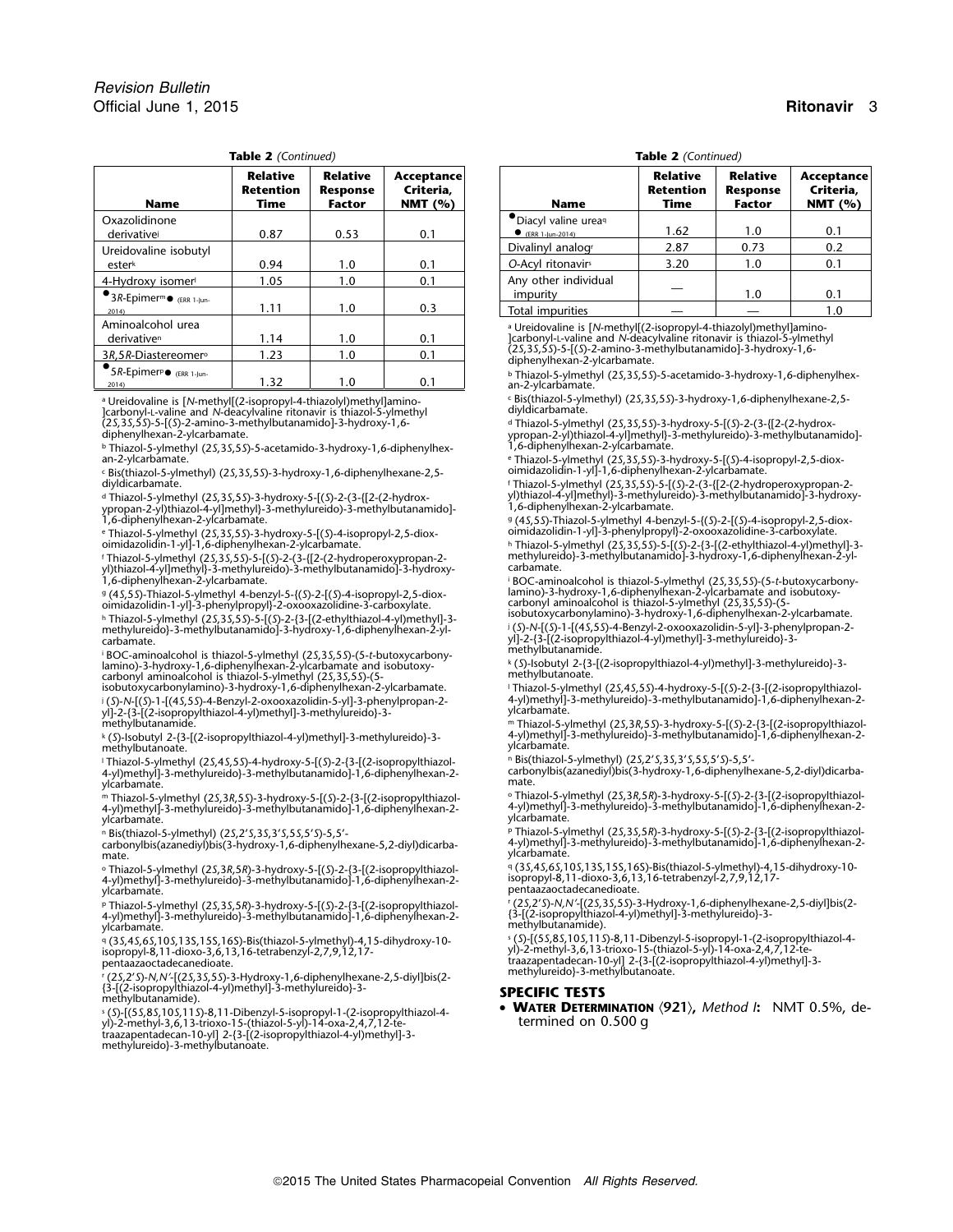**Table 2** *(Continued)*

| Name | Relative Retention Time | Relative Response Factor | Acceptance Criteria, NMT (%) |
|---|---|---|---|
| Oxazolidinone derivative[j] | 0.87 | 0.53 | 0.1 |
| Ureidovaline isobutyl ester[k] | 0.94 | 1.0 | 0.1 |
| 4-Hydroxy isomer[l] | 1.05 | 1.0 | 0.1 |
| ●3*R*-Epimer[m]● (ERR 1-Jun-2014) | 1.11 | 1.0 | 0.3 |
| Aminoalcohol urea derivative[n] | 1.14 | 1.0 | 0.1 |
| 3*R*,5*R*-Diastereomer[o] | 1.23 | 1.0 | 0.1 |
| ●5*R*-Epimer[p]● (ERR 1-Jun-2014) | 1.32 | 1.0 | 0.1 |
| ●Diacyl valine urea[q]● (ERR 1-Jun-2014) | 1.62 | 1.0 | 0.1 |
| Divalinyl analog[r] | 2.87 | 0.73 | 0.2 |
| *O*-Acyl ritonavir[s] | 3.20 | 1.0 | 0.1 |
| Any other individual impurity | — | 1.0 | 0.1 |
| Total impurities | — | — | 1.0 |

[a] Ureidovaline is [*N*-methyl[(2-isopropyl-4-thiazolyl)methyl]amino-]carbonyl-L-valine and *N*-deacylvaline ritonavir is thiazol-5-ylmethyl (2*S*,3*S*,5*S*)-5-[(*S*)-2-amino-3-methylbutanamido]-3-hydroxy-1,6-diphenylhexan-2-ylcarbamate.

[b] Thiazol-5-ylmethyl (2*S*,3*S*,5*S*)-5-acetamido-3-hydroxy-1,6-diphenylhexan-2-ylcarbamate.

[c] Bis(thiazol-5-ylmethyl) (2*S*,3*S*,5*S*)-3-hydroxy-1,6-diphenylhexane-2,5-diyldicarbamate.

[d] Thiazol-5-ylmethyl (2*S*,3*S*,5*S*)-3-hydroxy-5-[(*S*)-2-(3-{[2-(2-hydroxypropan-2-yl)thiazol-4-yl]methyl}-3-methylureido)-3-methylbutanamido]-1,6-diphenylhexan-2-ylcarbamate.

[e] Thiazol-5-ylmethyl (2*S*,3*S*,5*S*)-3-hydroxy-5-[(*S*)-4-isopropyl-2,5-dioxoimidazolidin-1-yl]-1,6-diphenylhexan-2-ylcarbamate.

[f] Thiazol-5-ylmethyl (2*S*,3*S*,5*S*)-5-[(*S*)-2-(3-{[2-(2-hydroperoxypropan-2-yl)thiazol-4-yl]methyl}-3-methylureido)-3-methylbutanamido]-3-hydroxy-1,6-diphenylhexan-2-ylcarbamate.

[g] (4*S*,5*S*)-Thiazol-5-ylmethyl 4-benzyl-5-{(*S*)-2-[(*S*)-4-isopropyl-2,5-dioxoimidazolidin-1-yl]-3-phenylpropyl}-2-oxooxazolidine-3-carboxylate.

[h] Thiazol-5-ylmethyl (2*S*,3*S*,5*S*)-5-[(*S*)-2-{3-[(2-ethylthiazol-4-yl)methyl]-3-methylureido}-3-methylbutanamido]-3-hydroxy-1,6-diphenylhexan-2-ylcarbamate.

[i] BOC-aminoalcohol is thiazol-5-ylmethyl (2*S*,3*S*,5*S*)-(5-*t*-butoxycarbonylamino)-3-hydroxy-1,6-diphenylhexan-2-ylcarbamate and isobutoxycarbonyl aminoalcohol is thiazol-5-ylmethyl (2*S*,3*S*,5*S*)-(5-isobutoxycarbonylamino)-3-hydroxy-1,6-diphenylhexan-2-ylcarbamate.

[j] (*S*)-*N*-[(*S*)-1-[(4*S*,5*S*)-4-Benzyl-2-oxooxazolidin-5-yl]-3-phenylpropan-2-yl]-2-{3-[(2-isopropylthiazol-4-yl)methyl]-3-methylureido}-3-methylbutanamide.

[k] (*S*)-Isobutyl 2-{3-[(2-isopropylthiazol-4-yl)methyl]-3-methylureido}-3-methylbutanoate.

[l] Thiazol-5-ylmethyl (2*S*,4*S*,5*S*)-4-hydroxy-5-[(*S*)-2-{3-[(2-isopropylthiazol-4-yl)methyl]-3-methylureido}-3-methylbutanamido]-1,6-diphenylhexan-2-ylcarbamate.

[m] Thiazol-5-ylmethyl (2*S*,3*R*,5*S*)-3-hydroxy-5-[(*S*)-2-{3-[(2-isopropylthiazol-4-yl)methyl]-3-methylureido}-3-methylbutanamido]-1,6-diphenylhexan-2-ylcarbamate.

[n] Bis(thiazol-5-ylmethyl) (2*S*,2′*S*,3*S*,3′*S*,5*S*,5′*S*)-5,5′-carbonylbis(azanediyl)bis(3-hydroxy-1,6-diphenylhexane-5,2-diyl)dicarbamate.

[o] Thiazol-5-ylmethyl (2*S*,3*R*,5*R*)-3-hydroxy-5-[(*S*)-2-{3-[(2-isopropylthiazol-4-yl)methyl]-3-methylureido}-3-methylbutanamido]-1,6-diphenylhexan-2-ylcarbamate.

[p] Thiazol-5-ylmethyl (2*S*,3*S*,5*R*)-3-hydroxy-5-[(*S*)-2-{3-[(2-isopropylthiazol-4-yl)methyl]-3-methylureido}-3-methylbutanamido]-1,6-diphenylhexan-2-ylcarbamate.

[q] (3*S*,4*S*,6*S*,10*S*,13*S*,15*S*,16*S*)-Bis(thiazol-5-ylmethyl)-4,15-dihydroxy-10-isopropyl-8,11-dioxo-3,6,13,16-tetrabenzyl-2,7,9,12,17-pentaazaoctadecanedioate.

[r] (2*S*,2′*S*)-*N*,*N*′-[(2*S*,3*S*,5*S*)-3-Hydroxy-1,6-diphenylhexane-2,5-diyl]bis(2-{3-[(2-isopropylthiazol-4-yl)methyl]-3-methylureido}-3-methylbutanamide).

[s] (*S*)-[(5*S*,8*S*,10*S*,11*S*)-8,11-Dibenzyl-5-isopropyl-1-(2-isopropylthiazol-4-yl)-2-methyl-3,6,13-trioxo-15-(thiazol-5-yl)-14-oxa-2,4,7,12-tetraazapentadecan-10-yl] 2-{3-[(2-isopropylthiazol-4-yl)methyl]-3-methylureido}-3-methylbutanoate.

## SPECIFIC TESTS

- **Water Determination** ⟨921⟩, *Method I*: NMT 0.5%, determined on 0.500 g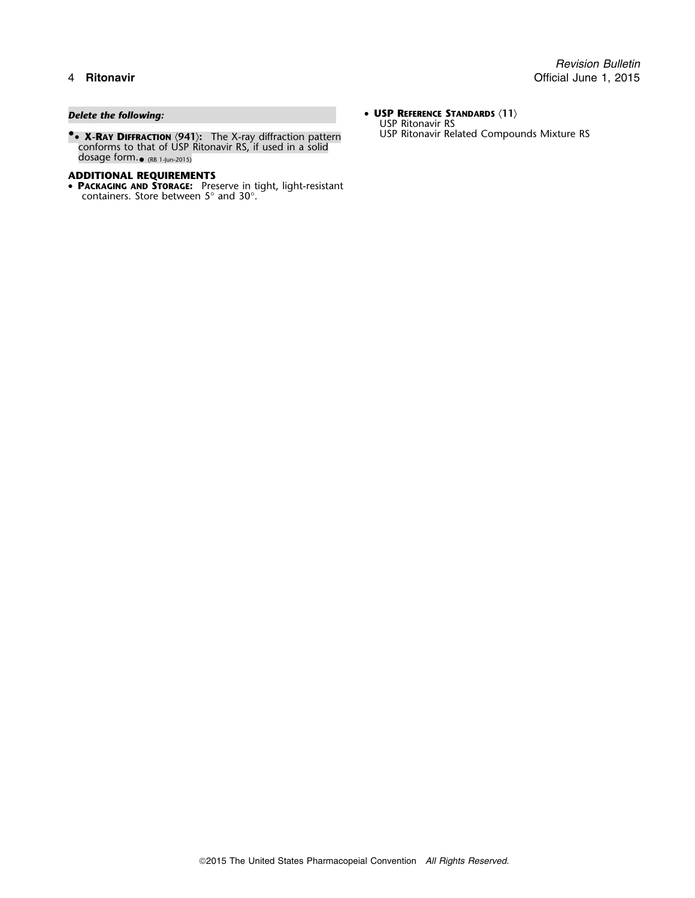*Delete the following:*

▪• **X-Ray Diffraction** ⟨941⟩: The X-ray diffraction pattern conforms to that of USP Ritonavir RS, if used in a solid dosage form.▪ (RB 1-Jun-2015)

**ADDITIONAL REQUIREMENTS**

- **Packaging and Storage:** Preserve in tight, light-resistant containers. Store between 5° and 30°.
- **USP Reference Standards** ⟨11⟩
  USP Ritonavir RS
  USP Ritonavir Related Compounds Mixture RS